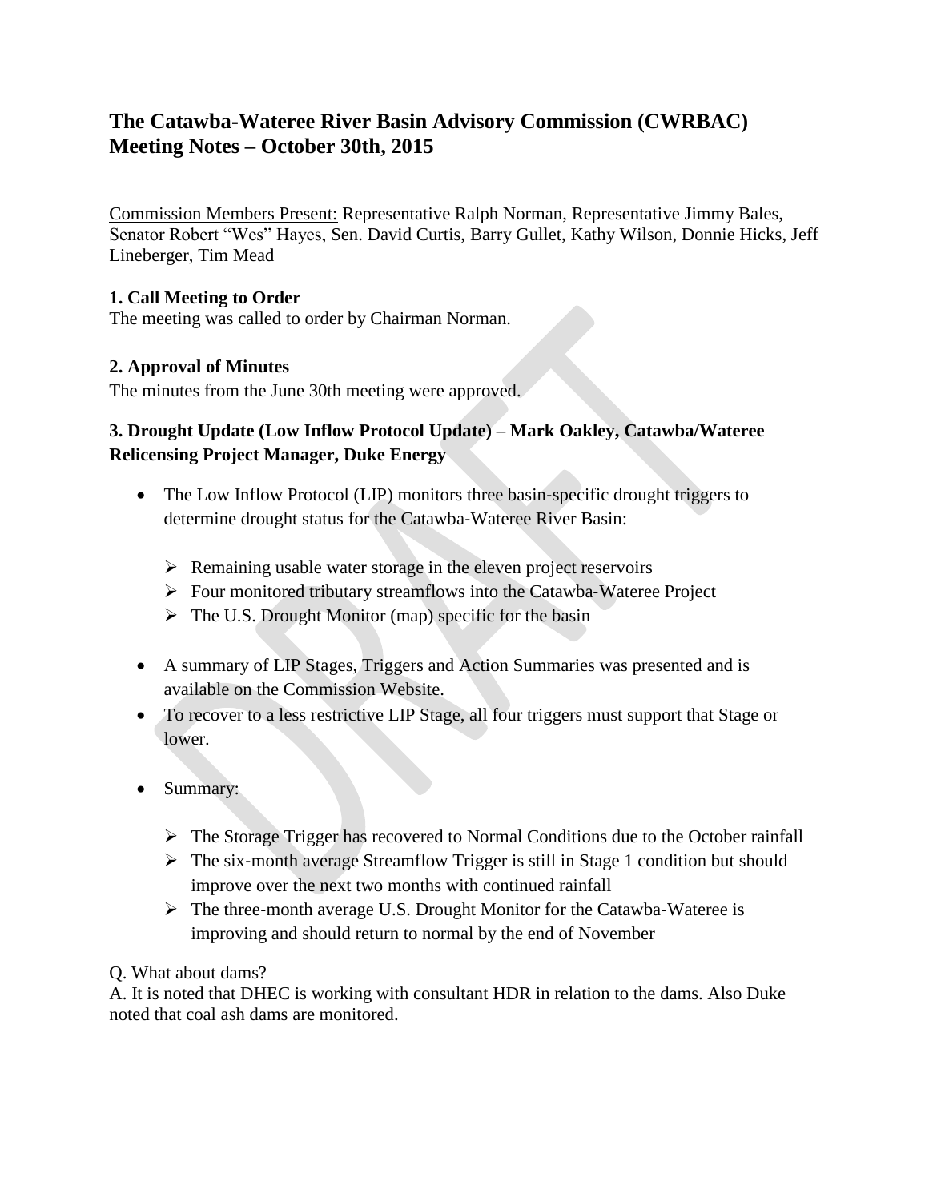# The Catawba-Wateree River Basin Advisory Commission (CWRBAC) Meeting Notes – October 30th, 2015

Commission Members Present: Representative Ralph Norman, Representative Jimmy Bales, Senator Robert "Wes" Hayes, Sen. David Curtis, Barry Gullet, Kathy Wilson, Donnie Hicks, Jeff Lineberger, Tim Mead

### 1. Call Meeting to Order

The meeting was called to order by Chairman Norman.

### 2. Approval of Minutes

The minutes from the June 30th meeting were approved.

### 3. Drought Update (Low Inflow Protocol Update) – Mark Oakley, Catawba/Wateree Relicensing Project Manager, Duke Energy

- The Low Inflow Protocol (LIP) monitors three basin-specific drought triggers to determine drought status for the Catawba-Wateree River Basin:
  - Remaining usable water storage in the eleven project reservoirs
  - Four monitored tributary streamflows into the Catawba-Wateree Project
  - The U.S. Drought Monitor (map) specific for the basin
- A summary of LIP Stages, Triggers and Action Summaries was presented and is available on the Commission Website.
- To recover to a less restrictive LIP Stage, all four triggers must support that Stage or lower.
- Summary:
  - The Storage Trigger has recovered to Normal Conditions due to the October rainfall
  - The six-month average Streamflow Trigger is still in Stage 1 condition but should improve over the next two months with continued rainfall
  - The three-month average U.S. Drought Monitor for the Catawba-Wateree is improving and should return to normal by the end of November

Q. What about dams?
A. It is noted that DHEC is working with consultant HDR in relation to the dams. Also Duke noted that coal ash dams are monitored.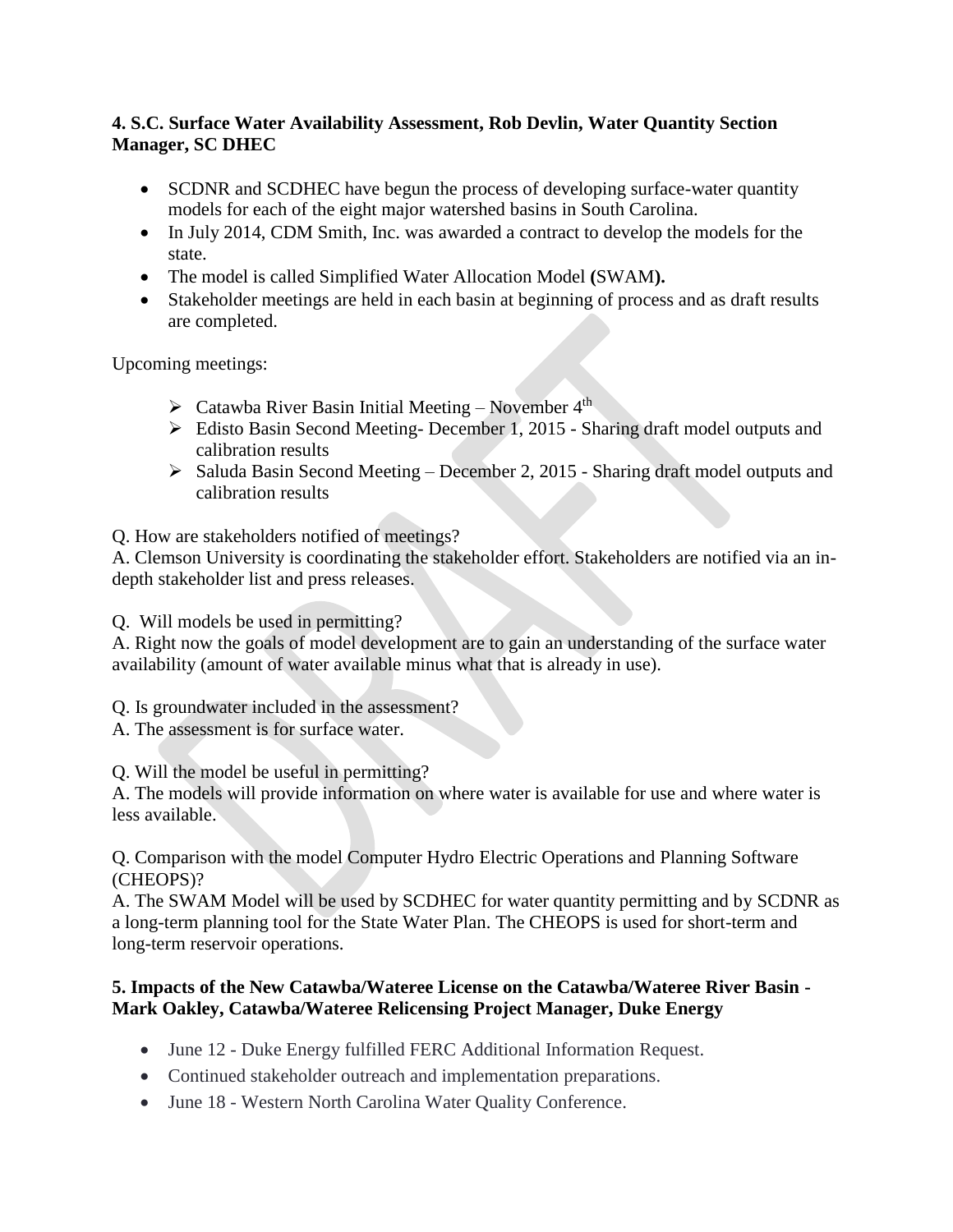**4. S.C. Surface Water Availability Assessment, Rob Devlin, Water Quantity Section Manager, SC DHEC**

- SCDNR and SCDHEC have begun the process of developing surface-water quantity models for each of the eight major watershed basins in South Carolina.
- In July 2014, CDM Smith, Inc. was awarded a contract to develop the models for the state.
- The model is called Simplified Water Allocation Model **(**SWAM**).**
- Stakeholder meetings are held in each basin at beginning of process and as draft results are completed.

Upcoming meetings:

- Catawba River Basin Initial Meeting – November 4th
- Edisto Basin Second Meeting- December 1, 2015 - Sharing draft model outputs and calibration results
- Saluda Basin Second Meeting – December 2, 2015 - Sharing draft model outputs and calibration results

Q. How are stakeholders notified of meetings?
A. Clemson University is coordinating the stakeholder effort. Stakeholders are notified via an in-depth stakeholder list and press releases.

Q. Will models be used in permitting?
A. Right now the goals of model development are to gain an understanding of the surface water availability (amount of water available minus what that is already in use).

Q. Is groundwater included in the assessment?
A. The assessment is for surface water.

Q. Will the model be useful in permitting?
A. The models will provide information on where water is available for use and where water is less available.

Q. Comparison with the model Computer Hydro Electric Operations and Planning Software (CHEOPS)?
A. The SWAM Model will be used by SCDHEC for water quantity permitting and by SCDNR as a long-term planning tool for the State Water Plan. The CHEOPS is used for short-term and long-term reservoir operations.

**5. Impacts of the New Catawba/Wateree License on the Catawba/Wateree River Basin - Mark Oakley, Catawba/Wateree Relicensing Project Manager, Duke Energy**

- June 12 - Duke Energy fulfilled FERC Additional Information Request.
- Continued stakeholder outreach and implementation preparations.
- June 18 - Western North Carolina Water Quality Conference.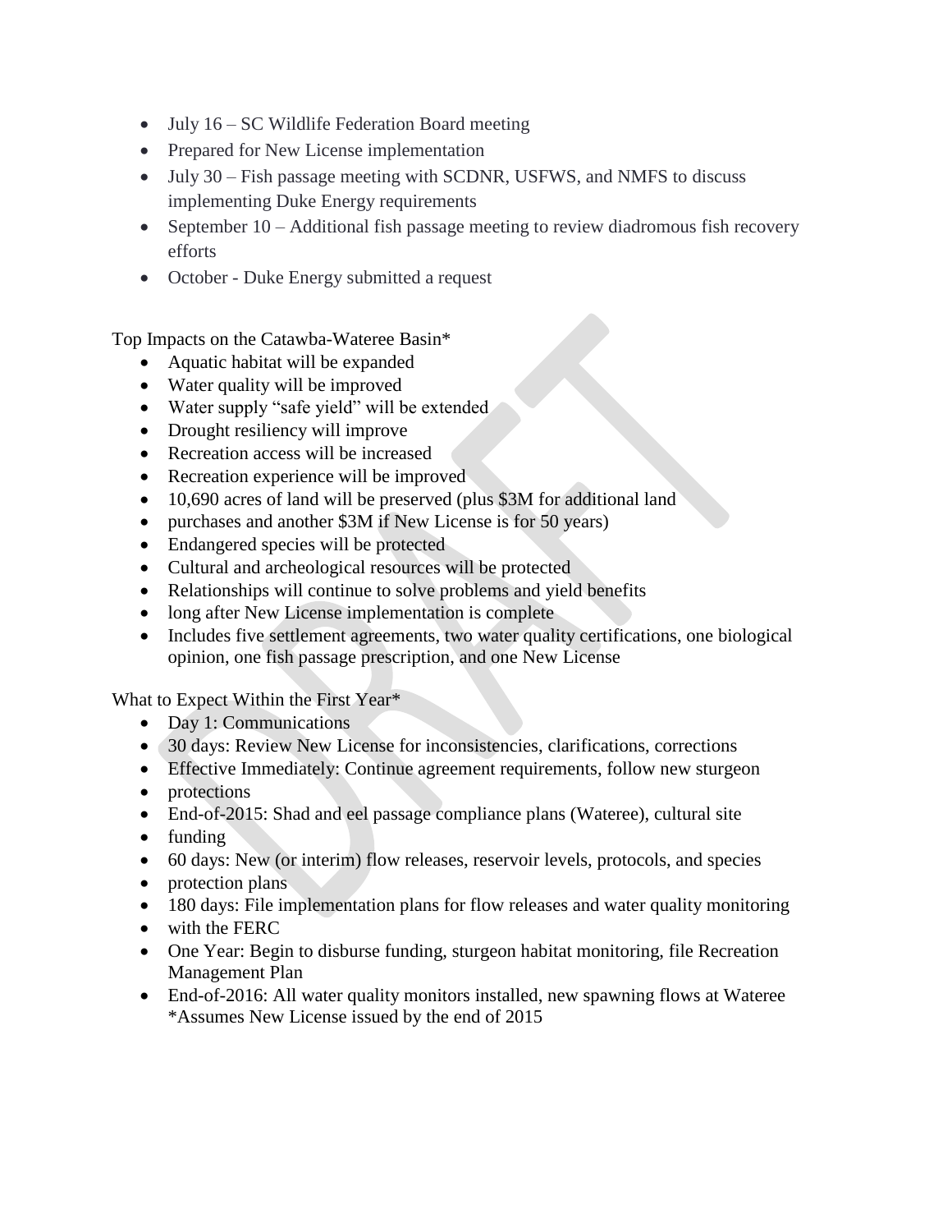- July 16 – SC Wildlife Federation Board meeting
- Prepared for New License implementation
- July 30 – Fish passage meeting with SCDNR, USFWS, and NMFS to discuss implementing Duke Energy requirements
- September 10 – Additional fish passage meeting to review diadromous fish recovery efforts
- October - Duke Energy submitted a request

Top Impacts on the Catawba-Wateree Basin*

- Aquatic habitat will be expanded
- Water quality will be improved
- Water supply "safe yield" will be extended
- Drought resiliency will improve
- Recreation access will be increased
- Recreation experience will be improved
- 10,690 acres of land will be preserved (plus $3M for additional land
- purchases and another $3M if New License is for 50 years)
- Endangered species will be protected
- Cultural and archeological resources will be protected
- Relationships will continue to solve problems and yield benefits
- long after New License implementation is complete
- Includes five settlement agreements, two water quality certifications, one biological opinion, one fish passage prescription, and one New License

What to Expect Within the First Year*

- Day 1: Communications
- 30 days: Review New License for inconsistencies, clarifications, corrections
- Effective Immediately: Continue agreement requirements, follow new sturgeon
- protections
- End-of-2015: Shad and eel passage compliance plans (Wateree), cultural site
- funding
- 60 days: New (or interim) flow releases, reservoir levels, protocols, and species
- protection plans
- 180 days: File implementation plans for flow releases and water quality monitoring
- with the FERC
- One Year: Begin to disburse funding, sturgeon habitat monitoring, file Recreation Management Plan
- End-of-2016: All water quality monitors installed, new spawning flows at Wateree

*Assumes New License issued by the end of 2015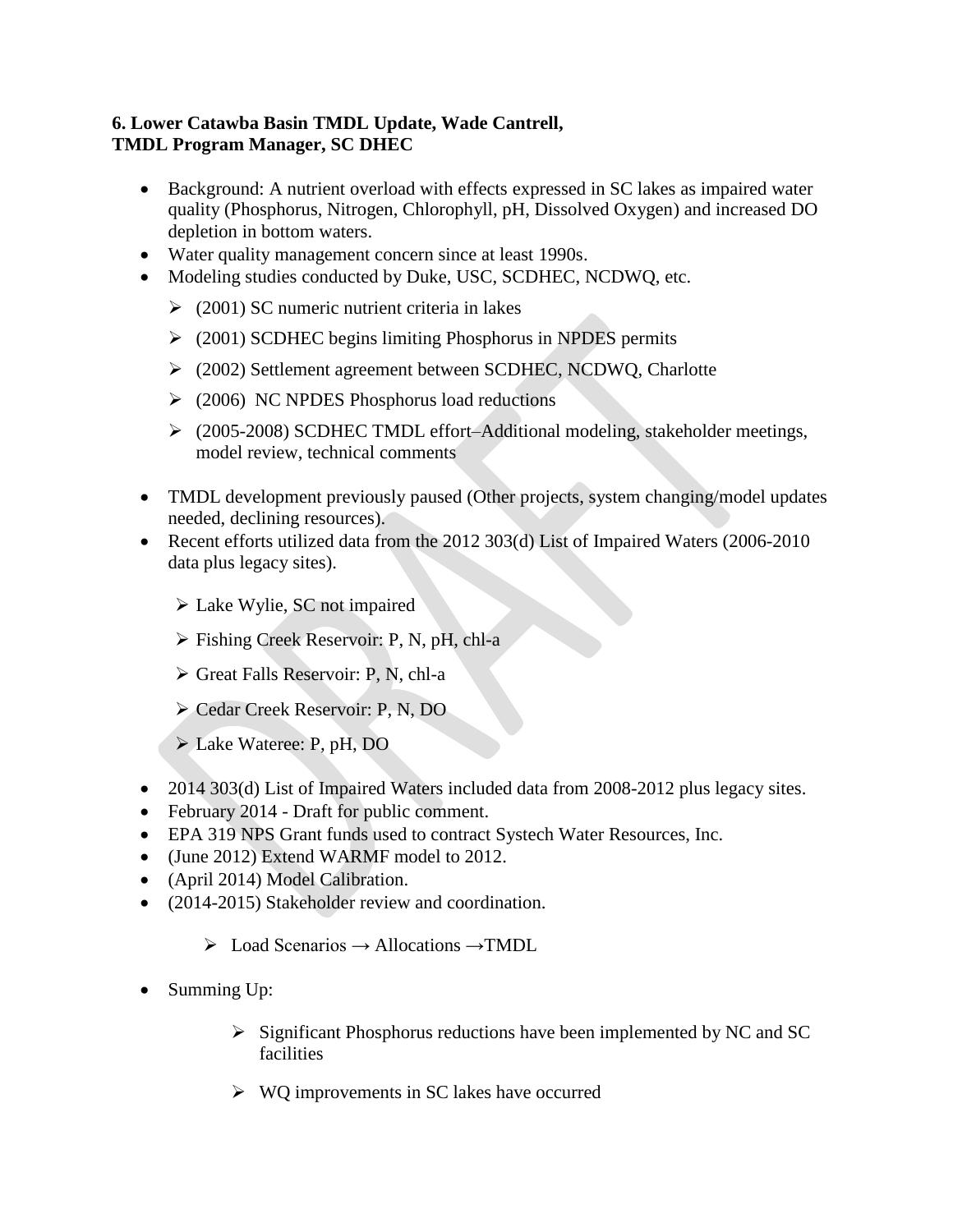**6. Lower Catawba Basin TMDL Update, Wade Cantrell,**
**TMDL Program Manager, SC DHEC**

- Background: A nutrient overload with effects expressed in SC lakes as impaired water quality (Phosphorus, Nitrogen, Chlorophyll, pH, Dissolved Oxygen) and increased DO depletion in bottom waters.
- Water quality management concern since at least 1990s.
- Modeling studies conducted by Duke, USC, SCDHEC, NCDWQ, etc.
  - (2001) SC numeric nutrient criteria in lakes
  - (2001) SCDHEC begins limiting Phosphorus in NPDES permits
  - (2002) Settlement agreement between SCDHEC, NCDWQ, Charlotte
  - (2006) NC NPDES Phosphorus load reductions
  - (2005-2008) SCDHEC TMDL effort–Additional modeling, stakeholder meetings, model review, technical comments
- TMDL development previously paused (Other projects, system changing/model updates needed, declining resources).
- Recent efforts utilized data from the 2012 303(d) List of Impaired Waters (2006-2010 data plus legacy sites).
  - Lake Wylie, SC not impaired
  - Fishing Creek Reservoir: P, N, pH, chl-a
  - Great Falls Reservoir: P, N, chl-a
  - Cedar Creek Reservoir: P, N, DO
  - Lake Wateree: P, pH, DO
- 2014 303(d) List of Impaired Waters included data from 2008-2012 plus legacy sites.
- February 2014 - Draft for public comment.
- EPA 319 NPS Grant funds used to contract Systech Water Resources, Inc.
- (June 2012) Extend WARMF model to 2012.
- (April 2014) Model Calibration.
- (2014-2015) Stakeholder review and coordination.
  - Load Scenarios → Allocations →TMDL
- Summing Up:
  - Significant Phosphorus reductions have been implemented by NC and SC facilities
  - WQ improvements in SC lakes have occurred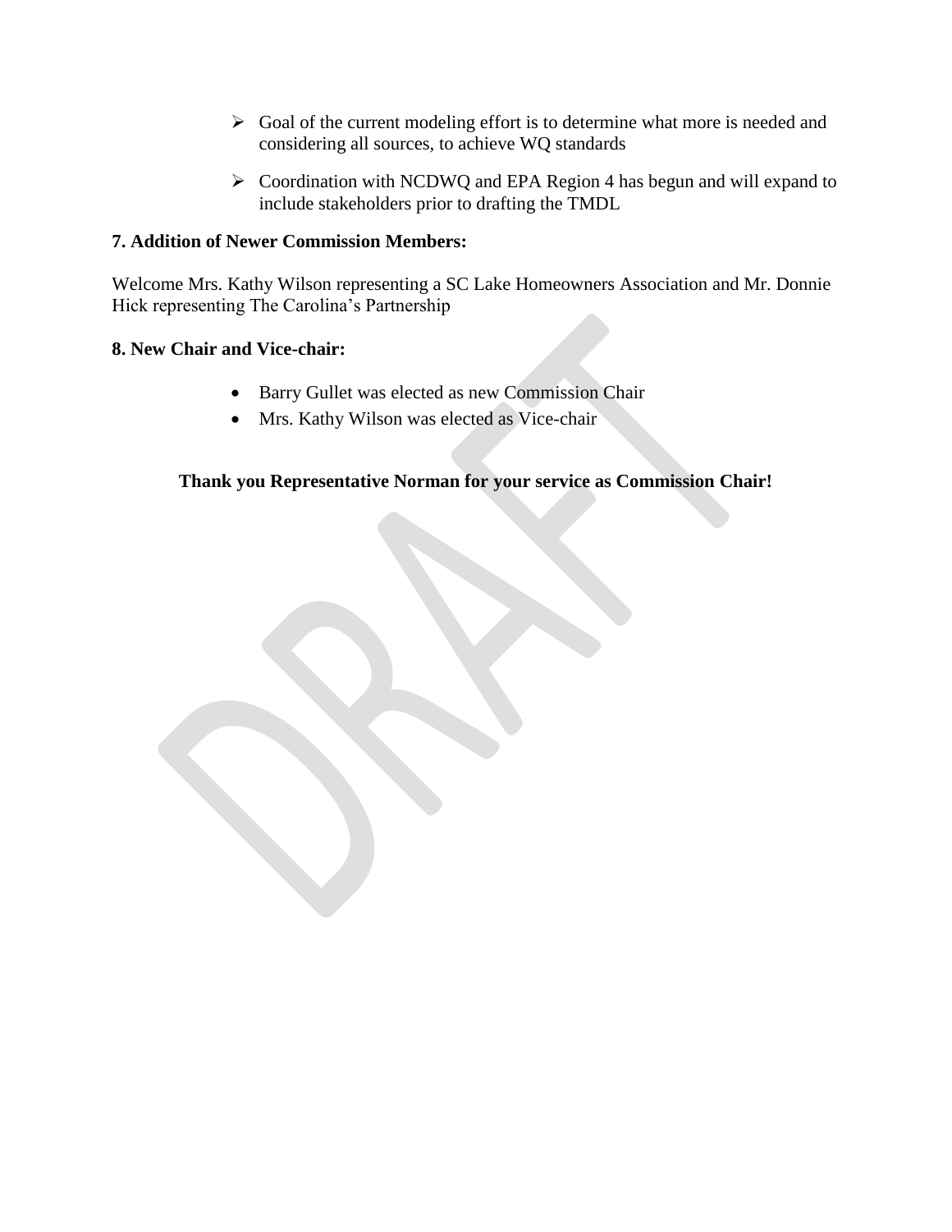- Goal of the current modeling effort is to determine what more is needed and considering all sources, to achieve WQ standards
- Coordination with NCDWQ and EPA Region 4 has begun and will expand to include stakeholders prior to drafting the TMDL

**7. Addition of Newer Commission Members:**

Welcome Mrs. Kathy Wilson representing a SC Lake Homeowners Association and Mr. Donnie Hick representing The Carolina's Partnership

**8. New Chair and Vice-chair:**

- Barry Gullet was elected as new Commission Chair
- Mrs. Kathy Wilson was elected as Vice-chair

**Thank you Representative Norman for your service as Commission Chair!**